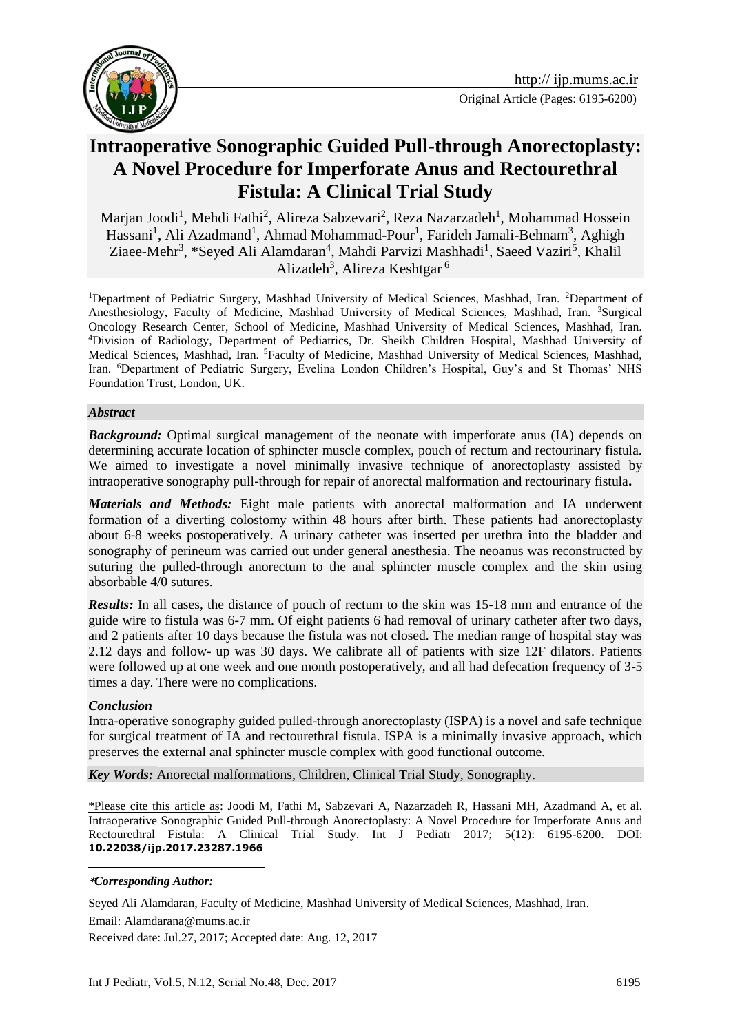Original Article (Pages: 6195-6200)

# Intraoperative Sonographic Guided Pull-through Anorectoplasty: A Novel Procedure for Imperforate Anus and Rectourethral Fistula: A Clinical Trial Study

Marjan Joodi[1], Mehdi Fathi[2], Alireza Sabzevari[2], Reza Nazarzadeh[1], Mohammad Hossein Hassani[1], Ali Azadmand[1], Ahmad Mohammad-Pour[1], Farideh Jamali-Behnam[3], Aghigh Ziaee-Mehr[3], *Seyed Ali Alamdaran[4], Mahdi Parvizi Mashhadi[1], Saeed Vaziri[5], Khalil Alizadeh[3], Alireza Keshtgar[6]

[1]Department of Pediatric Surgery, Mashhad University of Medical Sciences, Mashhad, Iran. [2]Department of Anesthesiology, Faculty of Medicine, Mashhad University of Medical Sciences, Mashhad, Iran. [3]Surgical Oncology Research Center, School of Medicine, Mashhad University of Medical Sciences, Mashhad, Iran. [4]Division of Radiology, Department of Pediatrics, Dr. Sheikh Children Hospital, Mashhad University of Medical Sciences, Mashhad, Iran. [5]Faculty of Medicine, Mashhad University of Medical Sciences, Mashhad, Iran. [6]Department of Pediatric Surgery, Evelina London Children's Hospital, Guy's and St Thomas' NHS Foundation Trust, London, UK.

### *Abstract*

***Background:*** Optimal surgical management of the neonate with imperforate anus (IA) depends on determining accurate location of sphincter muscle complex, pouch of rectum and rectourinary fistula. We aimed to investigate a novel minimally invasive technique of anorectoplasty assisted by intraoperative sonography pull-through for repair of anorectal malformation and rectourinary fistula**.**

***Materials and Methods:*** Eight male patients with anorectal malformation and IA underwent formation of a diverting colostomy within 48 hours after birth. These patients had anorectoplasty about 6-8 weeks postoperatively. A urinary catheter was inserted per urethra into the bladder and sonography of perineum was carried out under general anesthesia. The neoanus was reconstructed by suturing the pulled-through anorectum to the anal sphincter muscle complex and the skin using absorbable 4/0 sutures.

***Results:*** In all cases, the distance of pouch of rectum to the skin was 15-18 mm and entrance of the guide wire to fistula was 6-7 mm. Of eight patients 6 had removal of urinary catheter after two days, and 2 patients after 10 days because the fistula was not closed. The median range of hospital stay was 2.12 days and follow- up was 30 days. We calibrate all of patients with size 12F dilators. Patients were followed up at one week and one month postoperatively, and all had defecation frequency of 3-5 times a day. There were no complications.

***Conclusion***

Intra-operative sonography guided pulled-through anorectoplasty (ISPA) is a novel and safe technique for surgical treatment of IA and rectourethral fistula. ISPA is a minimally invasive approach, which preserves the external anal sphincter muscle complex with good functional outcome.

***Key Words:*** Anorectal malformations, Children, Clinical Trial Study, Sonography.

*Please cite this article as: Joodi M, Fathi M, Sabzevari A, Nazarzadeh R, Hassani MH, Azadmand A, et al. Intraoperative Sonographic Guided Pull-through Anorectoplasty: A Novel Procedure for Imperforate Anus and Rectourethral Fistula: A Clinical Trial Study. Int J Pediatr 2017; 5(12): 6195-6200. DOI: **10.22038/ijp.2017.23287.1966**

***Corresponding Author:***

Seyed Ali Alamdaran, Faculty of Medicine, Mashhad University of Medical Sciences, Mashhad, Iran.

Email: Alamdarana@mums.ac.ir

Received date: Jul.27, 2017; Accepted date: Aug. 12, 2017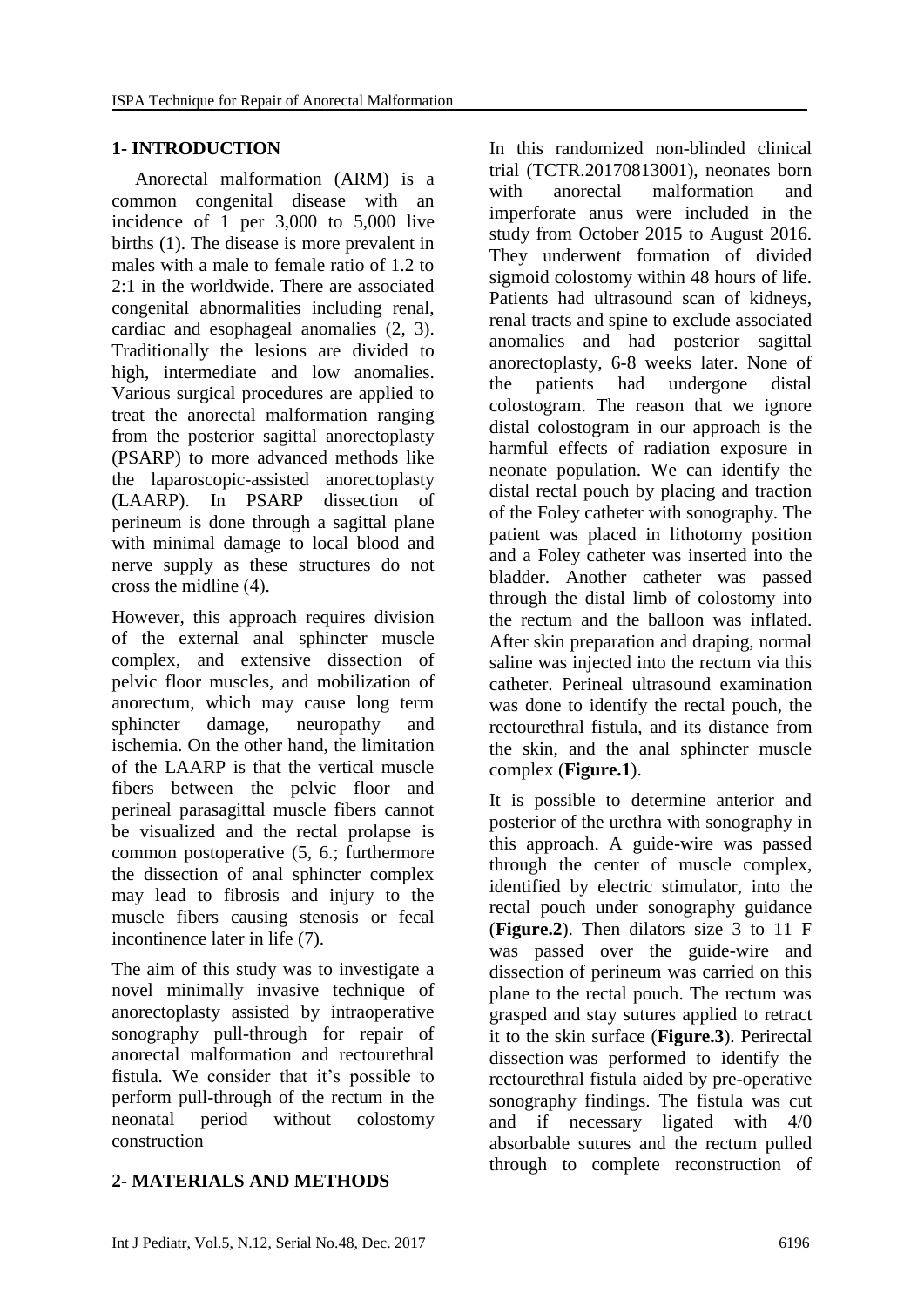## 1- INTRODUCTION

Anorectal malformation (ARM) is a common congenital disease with an incidence of 1 per 3,000 to 5,000 live births (1). The disease is more prevalent in males with a male to female ratio of 1.2 to 2:1 in the worldwide. There are associated congenital abnormalities including renal, cardiac and esophageal anomalies (2, 3). Traditionally the lesions are divided to high, intermediate and low anomalies. Various surgical procedures are applied to treat the anorectal malformation ranging from the posterior sagittal anorectoplasty (PSARP) to more advanced methods like the laparoscopic-assisted anorectoplasty (LAARP). In PSARP dissection of perineum is done through a sagittal plane with minimal damage to local blood and nerve supply as these structures do not cross the midline (4).

However, this approach requires division of the external anal sphincter muscle complex, and extensive dissection of pelvic floor muscles, and mobilization of anorectum, which may cause long term sphincter damage, neuropathy and ischemia. On the other hand, the limitation of the LAARP is that the vertical muscle fibers between the pelvic floor and perineal parasagittal muscle fibers cannot be visualized and the rectal prolapse is common postoperative (5, 6.; furthermore the dissection of anal sphincter complex may lead to fibrosis and injury to the muscle fibers causing stenosis or fecal incontinence later in life (7).

The aim of this study was to investigate a novel minimally invasive technique of anorectoplasty assisted by intraoperative sonography pull-through for repair of anorectal malformation and rectourethral fistula. We consider that it's possible to perform pull-through of the rectum in the neonatal period without colostomy construction

## 2- MATERIALS AND METHODS

In this randomized non-blinded clinical trial (TCTR.20170813001), neonates born with anorectal malformation and imperforate anus were included in the study from October 2015 to August 2016. They underwent formation of divided sigmoid colostomy within 48 hours of life. Patients had ultrasound scan of kidneys, renal tracts and spine to exclude associated anomalies and had posterior sagittal anorectoplasty, 6-8 weeks later. None of the patients had undergone distal colostogram. The reason that we ignore distal colostogram in our approach is the harmful effects of radiation exposure in neonate population. We can identify the distal rectal pouch by placing and traction of the Foley catheter with sonography. The patient was placed in lithotomy position and a Foley catheter was inserted into the bladder. Another catheter was passed through the distal limb of colostomy into the rectum and the balloon was inflated. After skin preparation and draping, normal saline was injected into the rectum via this catheter. Perineal ultrasound examination was done to identify the rectal pouch, the rectourethral fistula, and its distance from the skin, and the anal sphincter muscle complex (**Figure.1**).

It is possible to determine anterior and posterior of the urethra with sonography in this approach. A guide-wire was passed through the center of muscle complex, identified by electric stimulator, into the rectal pouch under sonography guidance (**Figure.2**). Then dilators size 3 to 11 F was passed over the guide-wire and dissection of perineum was carried on this plane to the rectal pouch. The rectum was grasped and stay sutures applied to retract it to the skin surface (**Figure.3**). Perirectal dissection was performed to identify the rectourethral fistula aided by pre-operative sonography findings. The fistula was cut and if necessary ligated with 4/0 absorbable sutures and the rectum pulled through to complete reconstruction of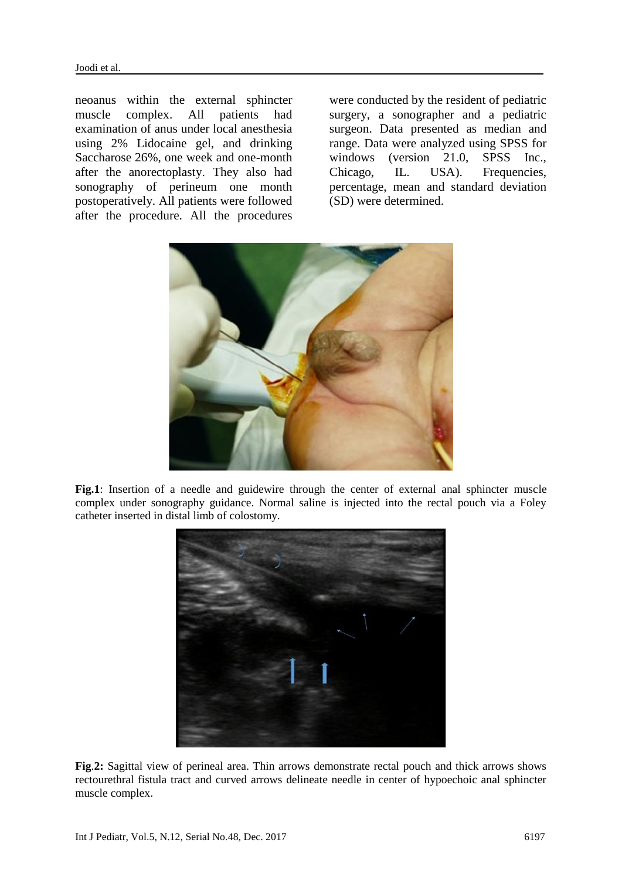neoanus within the external sphincter muscle complex. All patients had examination of anus under local anesthesia using 2% Lidocaine gel, and drinking Saccharose 26%, one week and one-month after the anorectoplasty. They also had sonography of perineum one month postoperatively. All patients were followed after the procedure. All the procedures were conducted by the resident of pediatric surgery, a sonographer and a pediatric surgeon. Data presented as median and range. Data were analyzed using SPSS for windows (version 21.0, SPSS Inc., Chicago, IL. USA). Frequencies, percentage, mean and standard deviation (SD) were determined.

**Fig.1**: Insertion of a needle and guidewire through the center of external anal sphincter muscle complex under sonography guidance. Normal saline is injected into the rectal pouch via a Foley catheter inserted in distal limb of colostomy.

**Fig.2:** Sagittal view of perineal area. Thin arrows demonstrate rectal pouch and thick arrows shows rectourethral fistula tract and curved arrows delineate needle in center of hypoechoic anal sphincter muscle complex.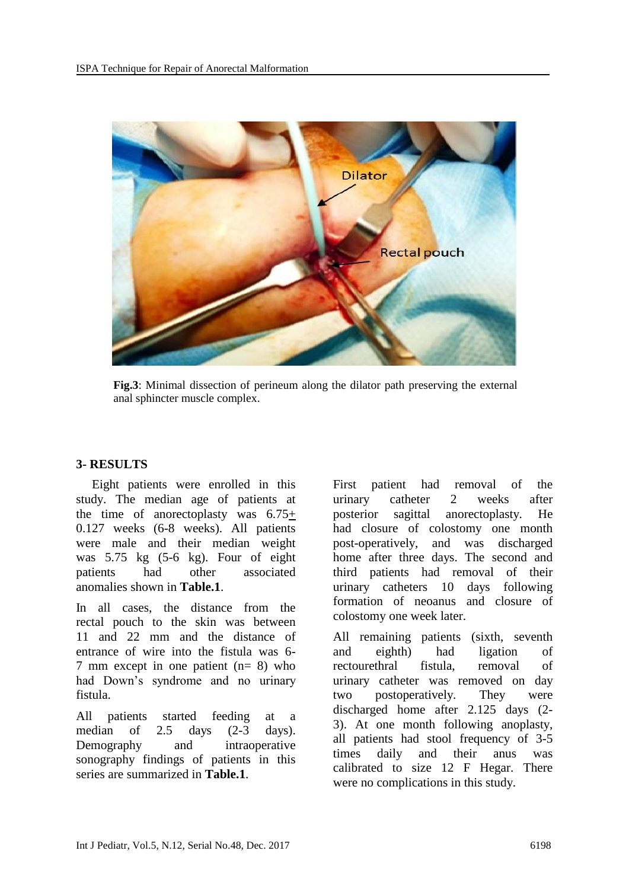**Fig.3**: Minimal dissection of perineum along the dilator path preserving the external anal sphincter muscle complex.

## 3- RESULTS

Eight patients were enrolled in this study. The median age of patients at the time of anorectoplasty was 6.75± 0.127 weeks (6-8 weeks). All patients were male and their median weight was 5.75 kg (5-6 kg). Four of eight patients had other associated anomalies shown in **Table.1**.

In all cases, the distance from the rectal pouch to the skin was between 11 and 22 mm and the distance of entrance of wire into the fistula was 6-7 mm except in one patient (n= 8) who had Down's syndrome and no urinary fistula.

All patients started feeding at a median of 2.5 days (2-3 days). Demography and intraoperative sonography findings of patients in this series are summarized in **Table.1**.

First patient had removal of the urinary catheter 2 weeks after posterior sagittal anorectoplasty. He had closure of colostomy one month post-operatively, and was discharged home after three days. The second and third patients had removal of their urinary catheters 10 days following formation of neoanus and closure of colostomy one week later.

All remaining patients (sixth, seventh and eighth) had ligation of rectourethral fistula, removal of urinary catheter was removed on day two postoperatively. They were discharged home after 2.125 days (2-3). At one month following anoplasty, all patients had stool frequency of 3-5 times daily and their anus was calibrated to size 12 F Hegar. There were no complications in this study.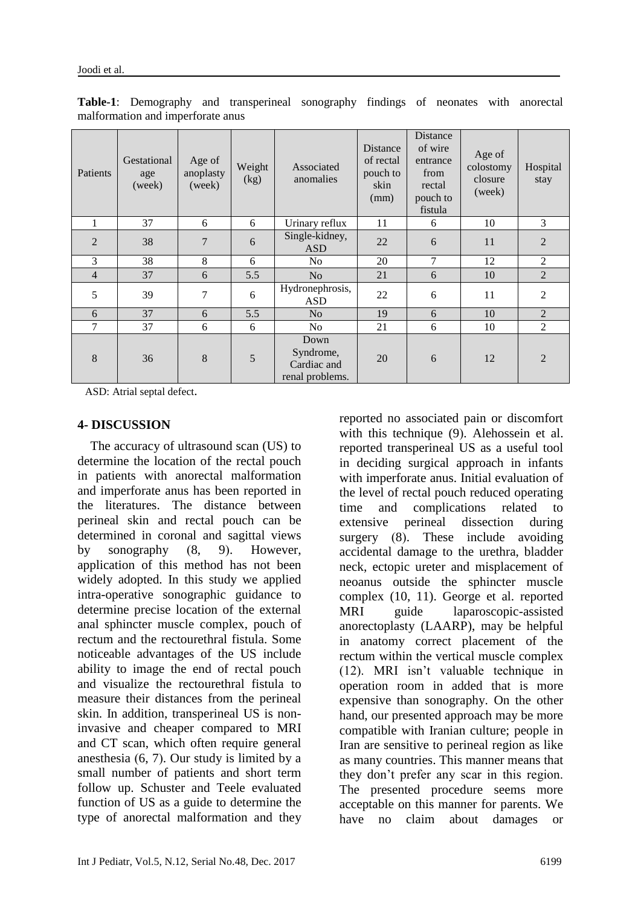**Table-1**: Demography and transperineal sonography findings of neonates with anorectal malformation and imperforate anus

| Patients | Gestational age (week) | Age of anoplasty (week) | Weight (kg) | Associated anomalies | Distance of rectal pouch to skin (mm) | Distance of wire entrance from rectal pouch to fistula | Age of colostomy closure (week) | Hospital stay |
|---|---|---|---|---|---|---|---|---|
| 1 | 37 | 6 | 6 | Urinary reflux | 11 | 6 | 10 | 3 |
| 2 | 38 | 7 | 6 | Single-kidney, ASD | 22 | 6 | 11 | 2 |
| 3 | 38 | 8 | 6 | No | 20 | 7 | 12 | 2 |
| 4 | 37 | 6 | 5.5 | No | 21 | 6 | 10 | 2 |
| 5 | 39 | 7 | 6 | Hydronephrosis, ASD | 22 | 6 | 11 | 2 |
| 6 | 37 | 6 | 5.5 | No | 19 | 6 | 10 | 2 |
| 7 | 37 | 6 | 6 | No | 21 | 6 | 10 | 2 |
| 8 | 36 | 8 | 5 | Down Syndrome, Cardiac and renal problems. | 20 | 6 | 12 | 2 |

ASD: Atrial septal defect.

## 4- DISCUSSION

The accuracy of ultrasound scan (US) to determine the location of the rectal pouch in patients with anorectal malformation and imperforate anus has been reported in the literatures. The distance between perineal skin and rectal pouch can be determined in coronal and sagittal views by sonography (8, 9). However, application of this method has not been widely adopted. In this study we applied intra-operative sonographic guidance to determine precise location of the external anal sphincter muscle complex, pouch of rectum and the rectourethral fistula. Some noticeable advantages of the US include ability to image the end of rectal pouch and visualize the rectourethral fistula to measure their distances from the perineal skin. In addition, transperineal US is non-invasive and cheaper compared to MRI and CT scan, which often require general anesthesia (6, 7). Our study is limited by a small number of patients and short term follow up. Schuster and Teele evaluated function of US as a guide to determine the type of anorectal malformation and they reported no associated pain or discomfort with this technique (9). Alehossein et al. reported transperineal US as a useful tool in deciding surgical approach in infants with imperforate anus. Initial evaluation of the level of rectal pouch reduced operating time and complications related to extensive perineal dissection during surgery (8). These include avoiding accidental damage to the urethra, bladder neck, ectopic ureter and misplacement of neoanus outside the sphincter muscle complex (10, 11). George et al. reported MRI guide laparoscopic-assisted anorectoplasty (LAARP), may be helpful in anatomy correct placement of the rectum within the vertical muscle complex (12). MRI isn't valuable technique in operation room in added that is more expensive than sonography. On the other hand, our presented approach may be more compatible with Iranian culture; people in Iran are sensitive to perineal region as like as many countries. This manner means that they don't prefer any scar in this region. The presented procedure seems more acceptable on this manner for parents. We have no claim about damages or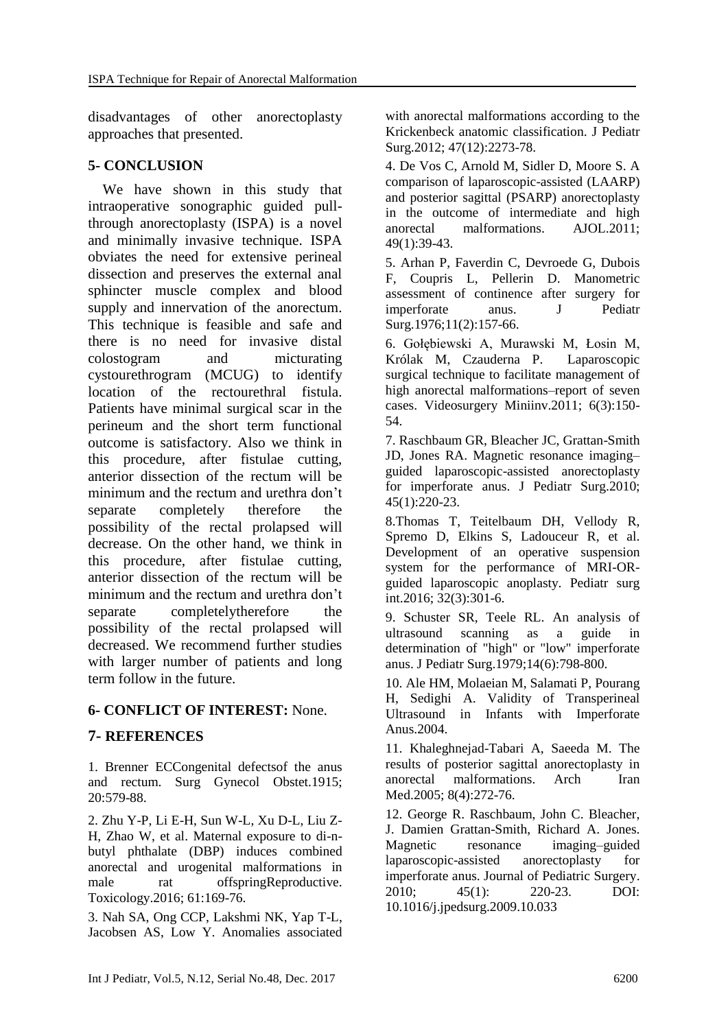disadvantages of other anorectoplasty approaches that presented.

## 5- CONCLUSION

We have shown in this study that intraoperative sonographic guided pull-through anorectoplasty (ISPA) is a novel and minimally invasive technique. ISPA obviates the need for extensive perineal dissection and preserves the external anal sphincter muscle complex and blood supply and innervation of the anorectum. This technique is feasible and safe and there is no need for invasive distal colostogram and micturating cystourethrogram (MCUG) to identify location of the rectourethral fistula. Patients have minimal surgical scar in the perineum and the short term functional outcome is satisfactory. Also we think in this procedure, after fistulae cutting, anterior dissection of the rectum will be minimum and the rectum and urethra don't separate completely therefore the possibility of the rectal prolapsed will decrease. On the other hand, we think in this procedure, after fistulae cutting, anterior dissection of the rectum will be minimum and the rectum and urethra don't separate completelytherefore the possibility of the rectal prolapsed will decreased. We recommend further studies with larger number of patients and long term follow in the future.

## 6- CONFLICT OF INTEREST: None.

## 7- REFERENCES

1. Brenner ECCongenital defectsof the anus and rectum. Surg Gynecol Obstet.1915; 20:579-88.

2. Zhu Y-P, Li E-H, Sun W-L, Xu D-L, Liu Z-H, Zhao W, et al. Maternal exposure to di-n-butyl phthalate (DBP) induces combined anorectal and urogenital malformations in male rat offspringReproductive. Toxicology.2016; 61:169-76.

3. Nah SA, Ong CCP, Lakshmi NK, Yap T-L, Jacobsen AS, Low Y. Anomalies associated with anorectal malformations according to the Krickenbeck anatomic classification. J Pediatr Surg.2012; 47(12):2273-78.

4. De Vos C, Arnold M, Sidler D, Moore S. A comparison of laparoscopic-assisted (LAARP) and posterior sagittal (PSARP) anorectoplasty in the outcome of intermediate and high anorectal malformations. AJOL.2011; 49(1):39-43.

5. Arhan P, Faverdin C, Devroede G, Dubois F, Coupris L, Pellerin D. Manometric assessment of continence after surgery for imperforate anus. J Pediatr Surg.1976;11(2):157-66.

6. Gołębiewski A, Murawski M, Łosin M, Królak M, Czauderna P. Laparoscopic surgical technique to facilitate management of high anorectal malformations–report of seven cases. Videosurgery Miniinv.2011; 6(3):150-54.

7. Raschbaum GR, Bleacher JC, Grattan-Smith JD, Jones RA. Magnetic resonance imaging–guided laparoscopic-assisted anorectoplasty for imperforate anus. J Pediatr Surg.2010; 45(1):220-23.

8.Thomas T, Teitelbaum DH, Vellody R, Spremo D, Elkins S, Ladouceur R, et al. Development of an operative suspension system for the performance of MRI-OR-guided laparoscopic anoplasty. Pediatr surg int.2016; 32(3):301-6.

9. Schuster SR, Teele RL. An analysis of ultrasound scanning as a guide in determination of "high" or "low" imperforate anus. J Pediatr Surg.1979;14(6):798-800.

10. Ale HM, Molaeian M, Salamati P, Pourang H, Sedighi A. Validity of Transperineal Ultrasound in Infants with Imperforate Anus.2004.

11. Khaleghnejad-Tabari A, Saeeda M. The results of posterior sagittal anorectoplasty in anorectal malformations. Arch Iran Med.2005; 8(4):272-76.

12. George R. Raschbaum, John C. Bleacher, J. Damien Grattan-Smith, Richard A. Jones. Magnetic resonance imaging–guided laparoscopic-assisted anorectoplasty for imperforate anus. Journal of Pediatric Surgery. 2010; 45(1): 220-23. DOI: 10.1016/j.jpedsurg.2009.10.033